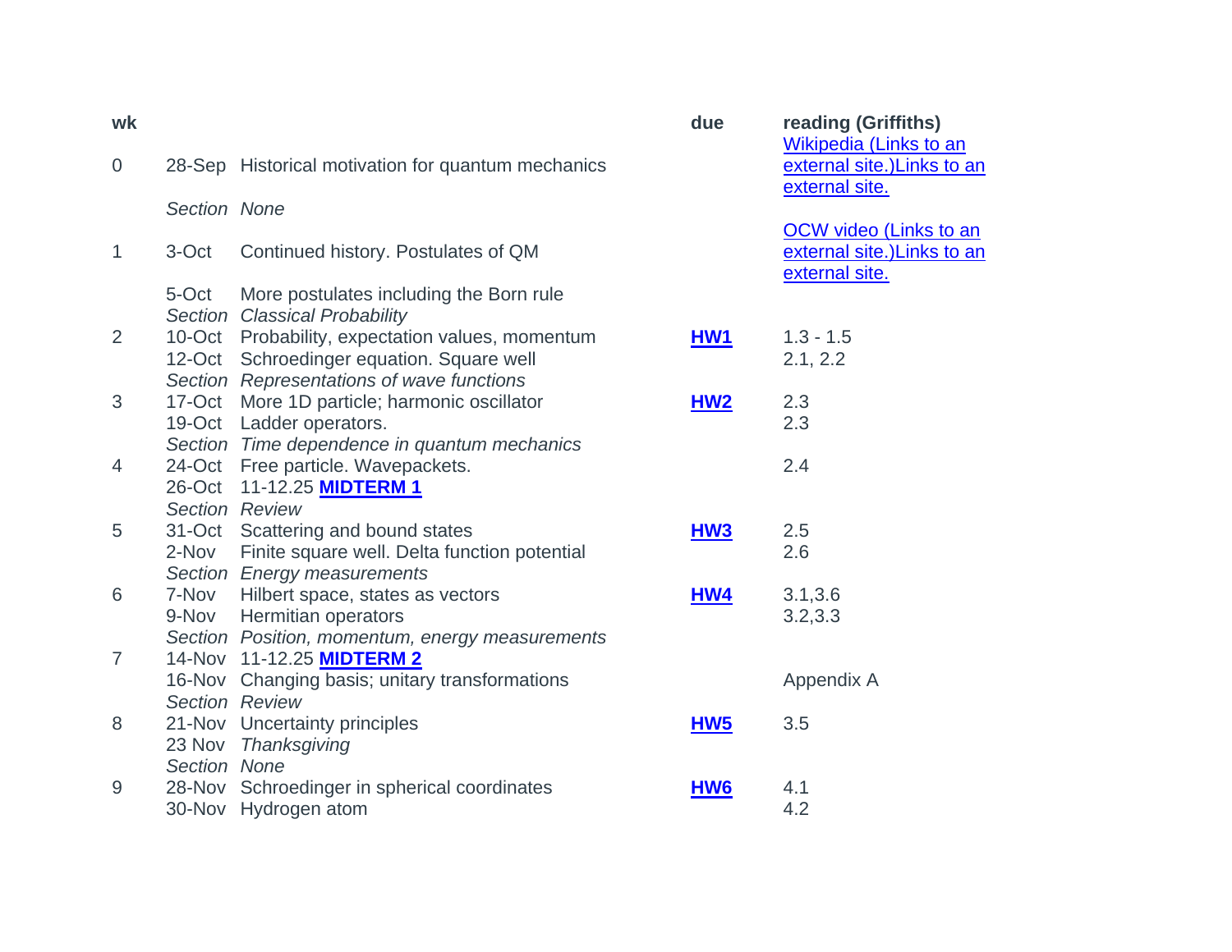| wk | | | due | reading (Griffiths) |
| --- | --- | --- | --- | --- |
| 0 | 28-Sep | Historical motivation for quantum mechanics | | [Wikipedia (Links to an external site.)Links to an external site.]() |
| | *Section* | *None* | | |
| 1 | 3-Oct | Continued history. Postulates of QM | | [OCW video (Links to an external site.)Links to an external site.]() |
| | 5-Oct | More postulates including the Born rule | | |
| | *Section* | *Classical Probability* | | |
| 2 | 10-Oct | Probability, expectation values, momentum | **HW1** | 1.3 - 1.5 |
| | 12-Oct | Schroedinger equation. Square well | | 2.1, 2.2 |
| | *Section* | *Representations of wave functions* | | |
| 3 | 17-Oct | More 1D particle; harmonic oscillator | **HW2** | 2.3 |
| | 19-Oct | Ladder operators. | | 2.3 |
| | *Section* | *Time dependence in quantum mechanics* | | |
| 4 | 24-Oct | Free particle. Wavepackets. | | 2.4 |
| | 26-Oct | 11-12.25 **MIDTERM 1** | | |
| | *Section* | *Review* | | |
| 5 | 31-Oct | Scattering and bound states | **HW3** | 2.5 |
| | 2-Nov | Finite square well. Delta function potential | | 2.6 |
| | *Section* | *Energy measurements* | | |
| 6 | 7-Nov | Hilbert space, states as vectors | **HW4** | 3.1,3.6 |
| | 9-Nov | Hermitian operators | | 3.2,3.3 |
| | *Section* | *Position, momentum, energy measurements* | | |
| 7 | 14-Nov | 11-12.25 **MIDTERM 2** | | |
| | 16-Nov | Changing basis; unitary transformations | | Appendix A |
| | *Section* | *Review* | | |
| 8 | 21-Nov | Uncertainty principles | **HW5** | 3.5 |
| | 23 Nov | *Thanksgiving* | | |
| | *Section* | *None* | | |
| 9 | 28-Nov | Schroedinger in spherical coordinates | **HW6** | 4.1 |
| | 30-Nov | Hydrogen atom | | 4.2 |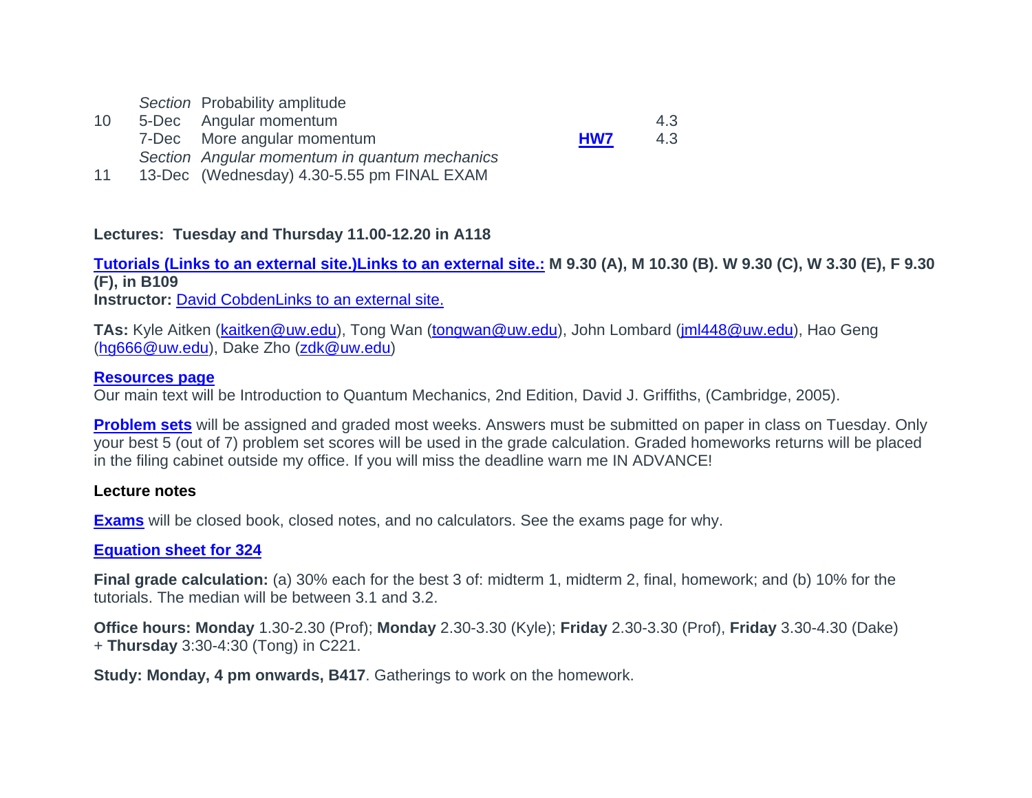| | | | | |
|---|---|---|---|---|
| | *Section* | Probability amplitude | | |
| 10 | 5-Dec | Angular momentum | | 4.3 |
| | 7-Dec | More angular momentum | **HW7** | 4.3 |
| | *Section* | *Angular momentum in quantum mechanics* | | |
| 11 | 13-Dec | (Wednesday) 4.30-5.55 pm FINAL EXAM | | |

**Lectures: Tuesday and Thursday 11.00-12.20 in A118**

**Tutorials (Links to an external site.)Links to an external site.: M 9.30 (A), M 10.30 (B). W 9.30 (C), W 3.30 (E), F 9.30 (F), in B109**
**Instructor:** David CobdenLinks to an external site.

**TAs:** Kyle Aitken (kaitken@uw.edu), Tong Wan (tongwan@uw.edu), John Lombard (jml448@uw.edu), Hao Geng (hg666@uw.edu), Dake Zho (zdk@uw.edu)

**Resources page**
Our main text will be Introduction to Quantum Mechanics, 2nd Edition, David J. Griffiths, (Cambridge, 2005).

**Problem sets** will be assigned and graded most weeks. Answers must be submitted on paper in class on Tuesday. Only your best 5 (out of 7) problem set scores will be used in the grade calculation. Graded homeworks returns will be placed in the filing cabinet outside my office. If you will miss the deadline warn me IN ADVANCE!

**Lecture notes**

**Exams** will be closed book, closed notes, and no calculators. See the exams page for why.

**Equation sheet for 324**

**Final grade calculation:** (a) 30% each for the best 3 of: midterm 1, midterm 2, final, homework; and (b) 10% for the tutorials. The median will be between 3.1 and 3.2.

**Office hours: Monday** 1.30-2.30 (Prof); **Monday** 2.30-3.30 (Kyle); **Friday** 2.30-3.30 (Prof), **Friday** 3.30-4.30 (Dake) + **Thursday** 3:30-4:30 (Tong) in C221.

**Study: Monday, 4 pm onwards, B417**. Gatherings to work on the homework.